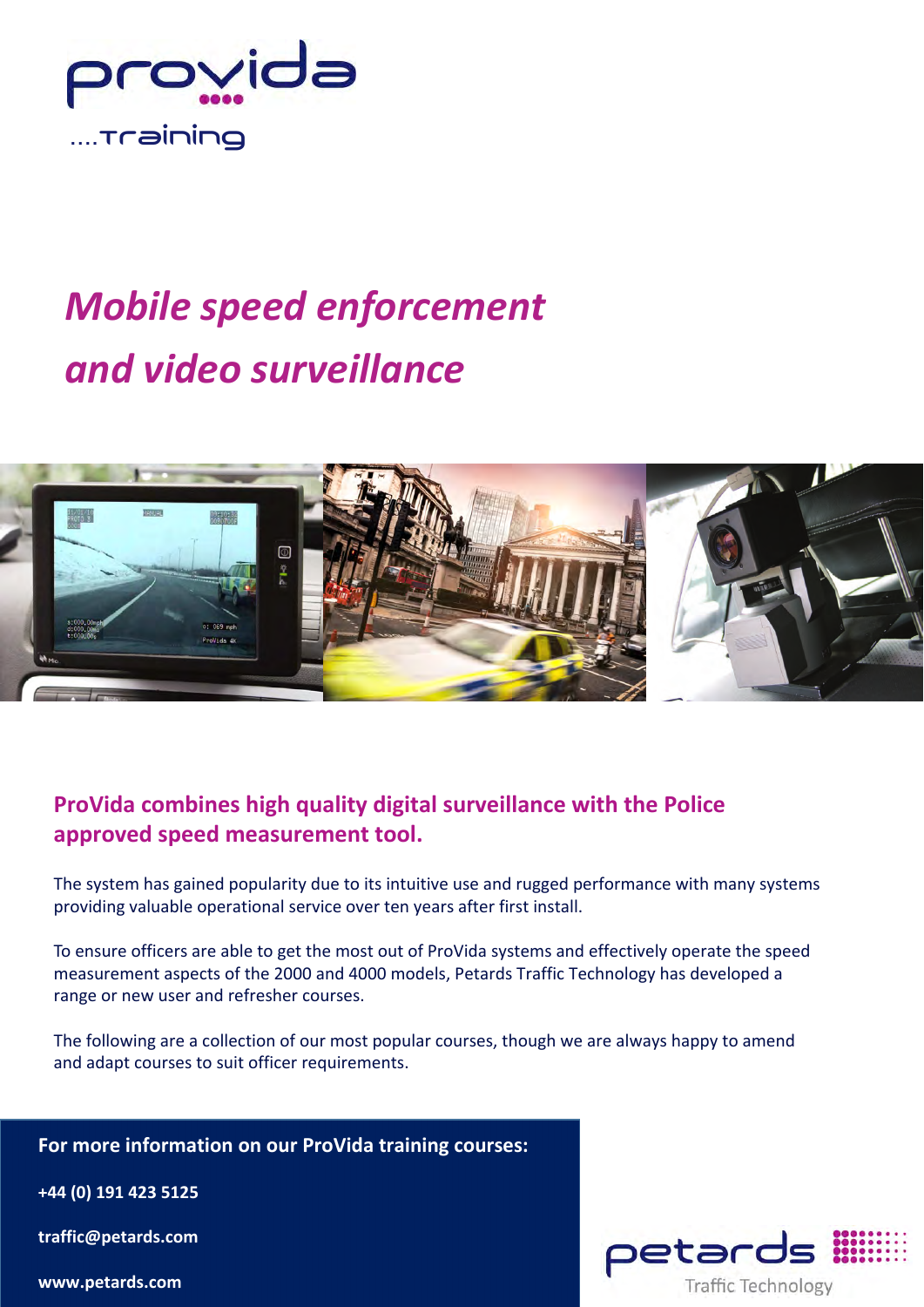provida

....Training

# *Mobile speed enforcement and video surveillance*

## ProVida combines high quality digital surveillance with the Police approved speed measurement tool.

The system has gained popularity due to its intuitive use and rugged performance with many systems providing valuable operational service over ten years after first install.

To ensure officers are able to get the most out of ProVida systems and effectively operate the speed measurement aspects of the 2000 and 4000 models, Petards Traffic Technology has developed a range or new user and refresher courses.

The following are a collection of our most popular courses, though we are always happy to amend and adapt courses to suit officer requirements.

**For more information on our ProVida training courses:**

**+44 (0) 191 423 5125**

**traffic@petards.com**

**www.petards.com**

petards

Traffic Technology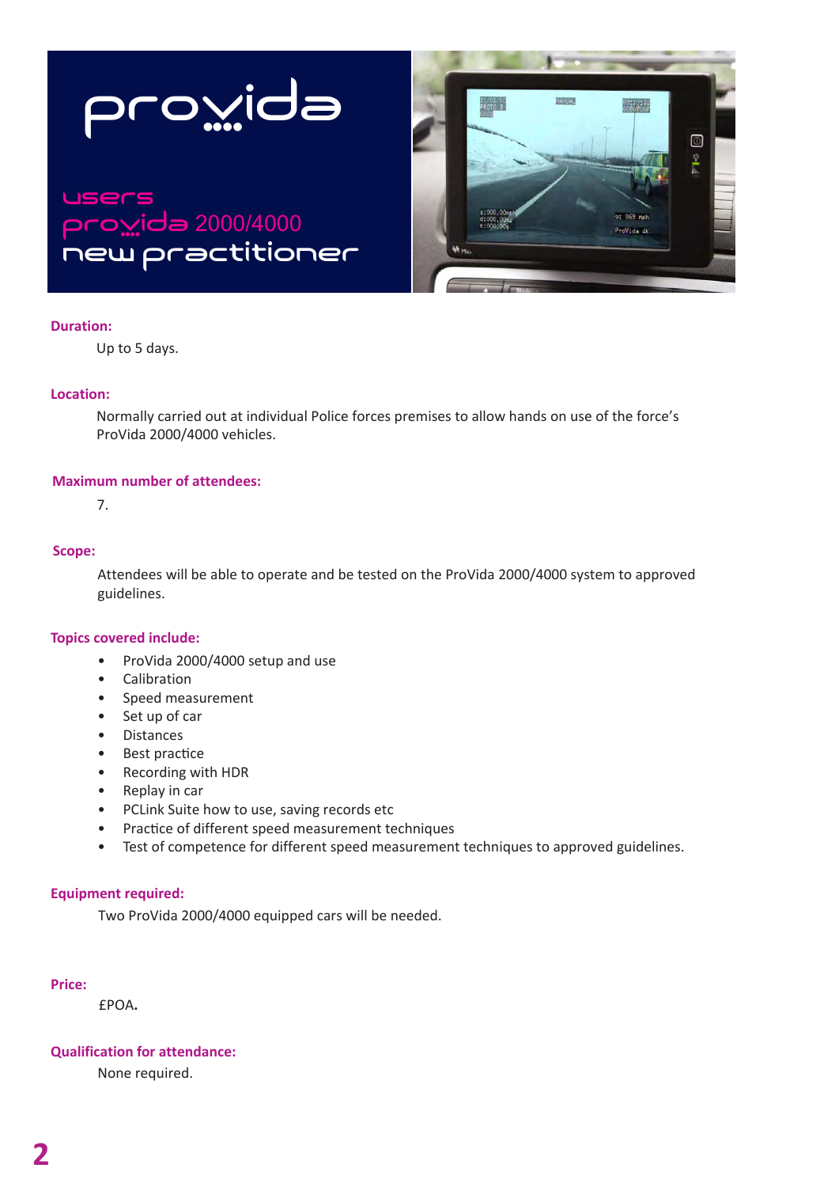# provida

## users
## provida 2000/4000
## new practitioner

**Duration:**

Up to 5 days.

**Location:**

Normally carried out at individual Police forces premises to allow hands on use of the force's ProVida 2000/4000 vehicles.

**Maximum number of attendees:**

7.

**Scope:**

Attendees will be able to operate and be tested on the ProVida 2000/4000 system to approved guidelines.

**Topics covered include:**

- ProVida 2000/4000 setup and use
- Calibration
- Speed measurement
- Set up of car
- Distances
- Best practice
- Recording with HDR
- Replay in car
- PCLink Suite how to use, saving records etc
- Practice of different speed measurement techniques
- Test of competence for different speed measurement techniques to approved guidelines.

**Equipment required:**

Two ProVida 2000/4000 equipped cars will be needed.

**Price:**

£POA.

**Qualification for attendance:**

None required.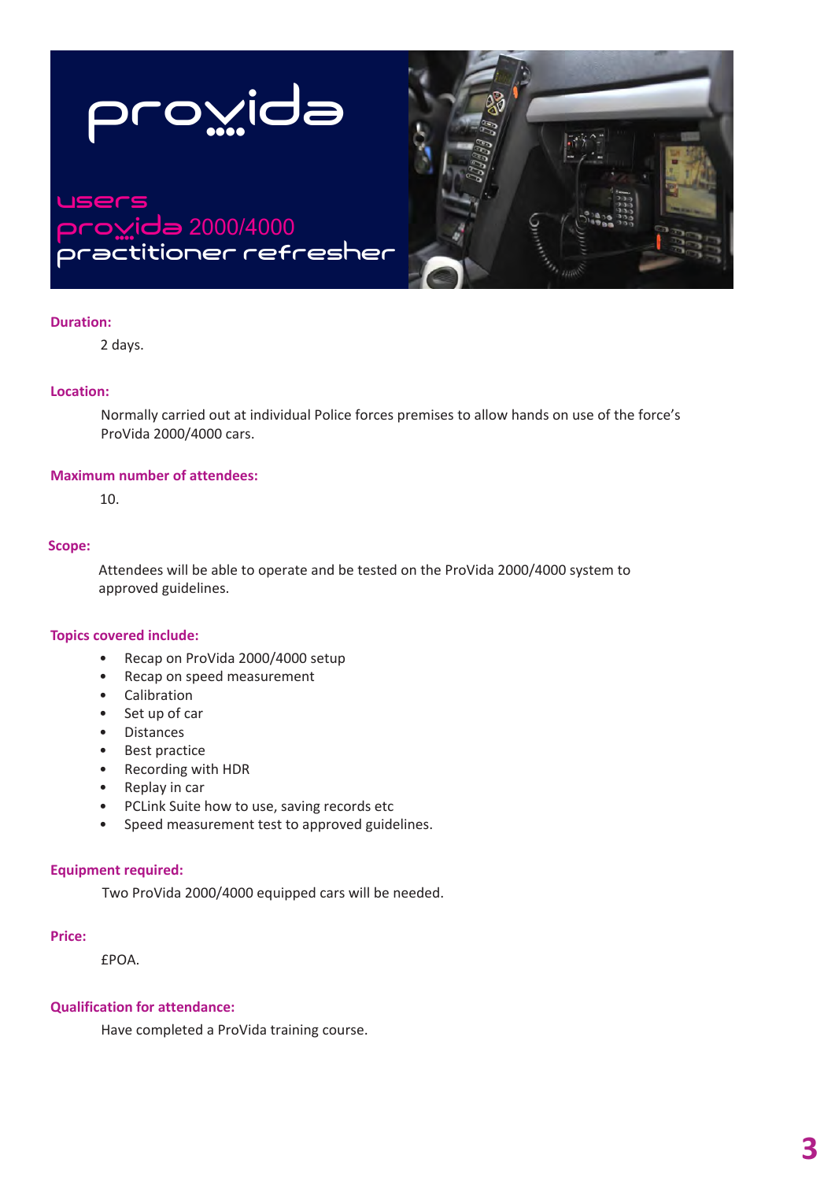# provida

## users provida 2000/4000 practitioner refresher

**Duration:**

2 days.

**Location:**

Normally carried out at individual Police forces premises to allow hands on use of the force's ProVida 2000/4000 cars.

**Maximum number of attendees:**

10.

**Scope:**

Attendees will be able to operate and be tested on the ProVida 2000/4000 system to approved guidelines.

**Topics covered include:**

- Recap on ProVida 2000/4000 setup
- Recap on speed measurement
- Calibration
- Set up of car
- Distances
- Best practice
- Recording with HDR
- Replay in car
- PCLink Suite how to use, saving records etc
- Speed measurement test to approved guidelines.

**Equipment required:**

Two ProVida 2000/4000 equipped cars will be needed.

**Price:**

£POA.

**Qualification for attendance:**

Have completed a ProVida training course.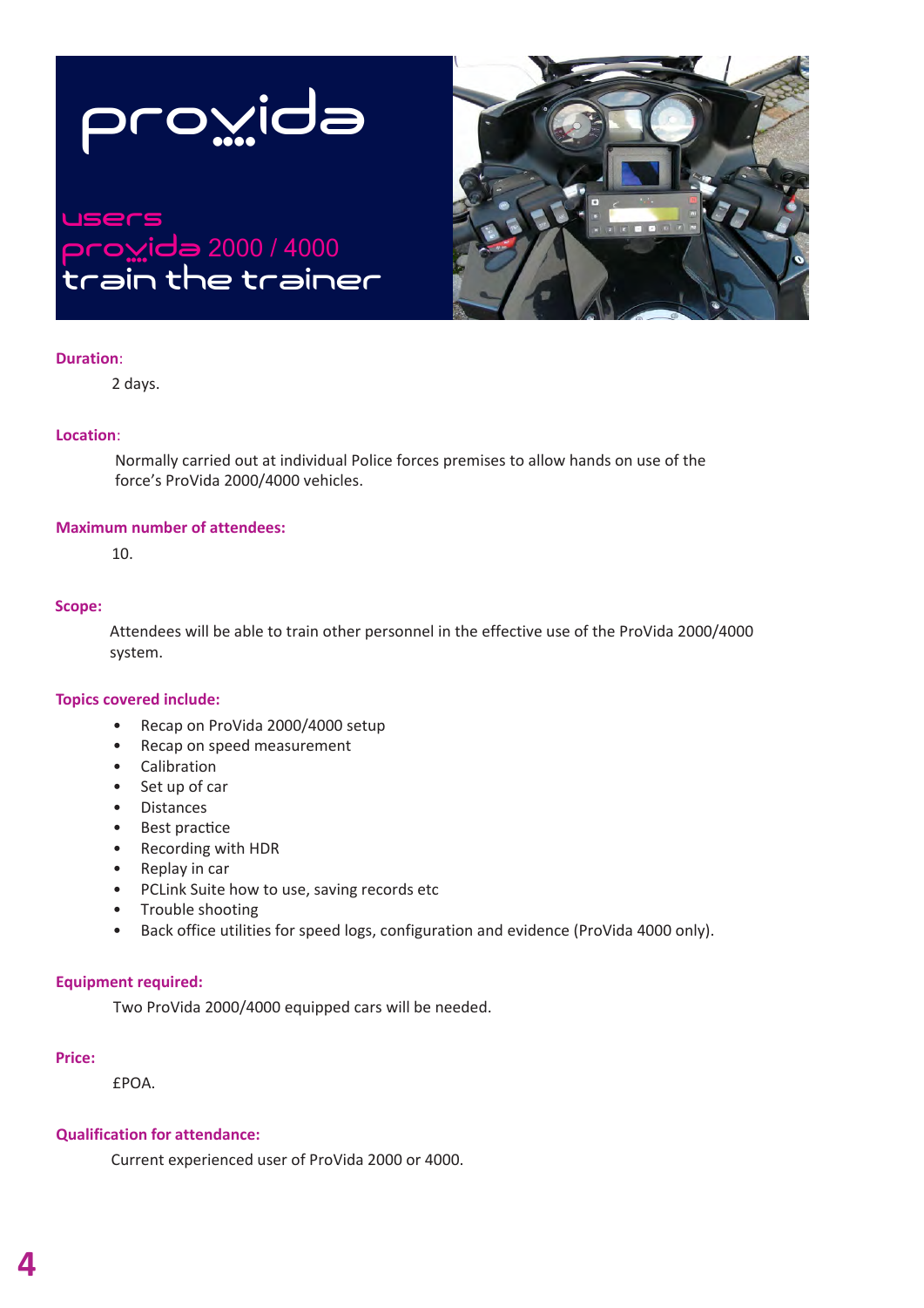# provida

## users
## provida 2000 / 4000
## train the trainer

**Duration:**

2 days.

**Location:**

Normally carried out at individual Police forces premises to allow hands on use of the force's ProVida 2000/4000 vehicles.

**Maximum number of attendees:**

10.

**Scope:**

Attendees will be able to train other personnel in the effective use of the ProVida 2000/4000 system.

**Topics covered include:**

- Recap on ProVida 2000/4000 setup
- Recap on speed measurement
- Calibration
- Set up of car
- Distances
- Best practice
- Recording with HDR
- Replay in car
- PCLink Suite how to use, saving records etc
- Trouble shooting
- Back office utilities for speed logs, configuration and evidence (ProVida 4000 only).

**Equipment required:**

Two ProVida 2000/4000 equipped cars will be needed.

**Price:**

£POA.

**Qualification for attendance:**

Current experienced user of ProVida 2000 or 4000.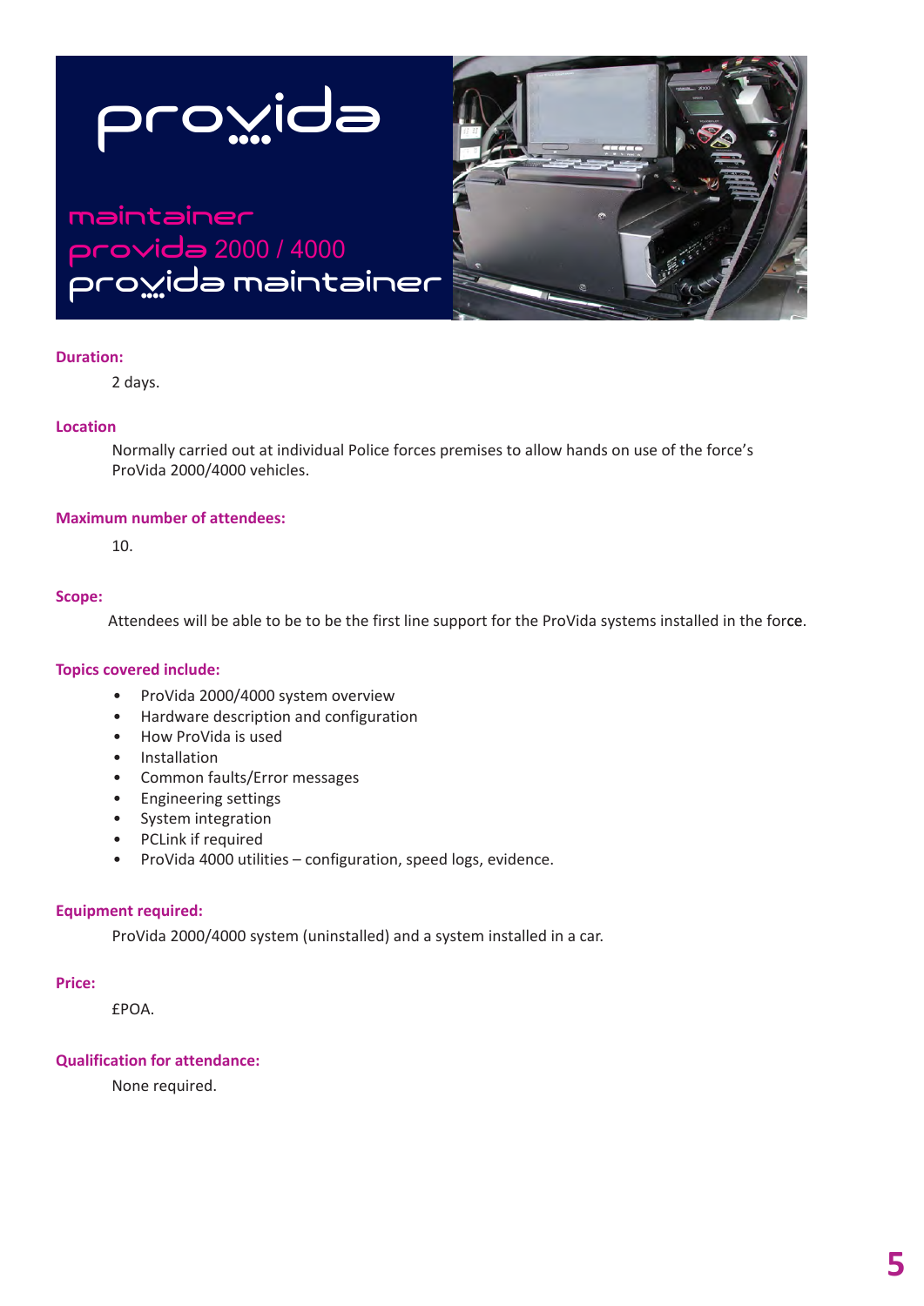# provida

## maintainer

## provida 2000 / 4000

## provida maintainer

**Duration:**

2 days.

**Location**

Normally carried out at individual Police forces premises to allow hands on use of the force's ProVida 2000/4000 vehicles.

**Maximum number of attendees:**

10.

**Scope:**

Attendees will be able to be to be the first line support for the ProVida systems installed in the force.

**Topics covered include:**

- ProVida 2000/4000 system overview
- Hardware description and configuration
- How ProVida is used
- Installation
- Common faults/Error messages
- Engineering settings
- System integration
- PCLink if required
- ProVida 4000 utilities – configuration, speed logs, evidence.

**Equipment required:**

ProVida 2000/4000 system (uninstalled) and a system installed in a car.

**Price:**

£POA.

**Qualification for attendance:**

None required.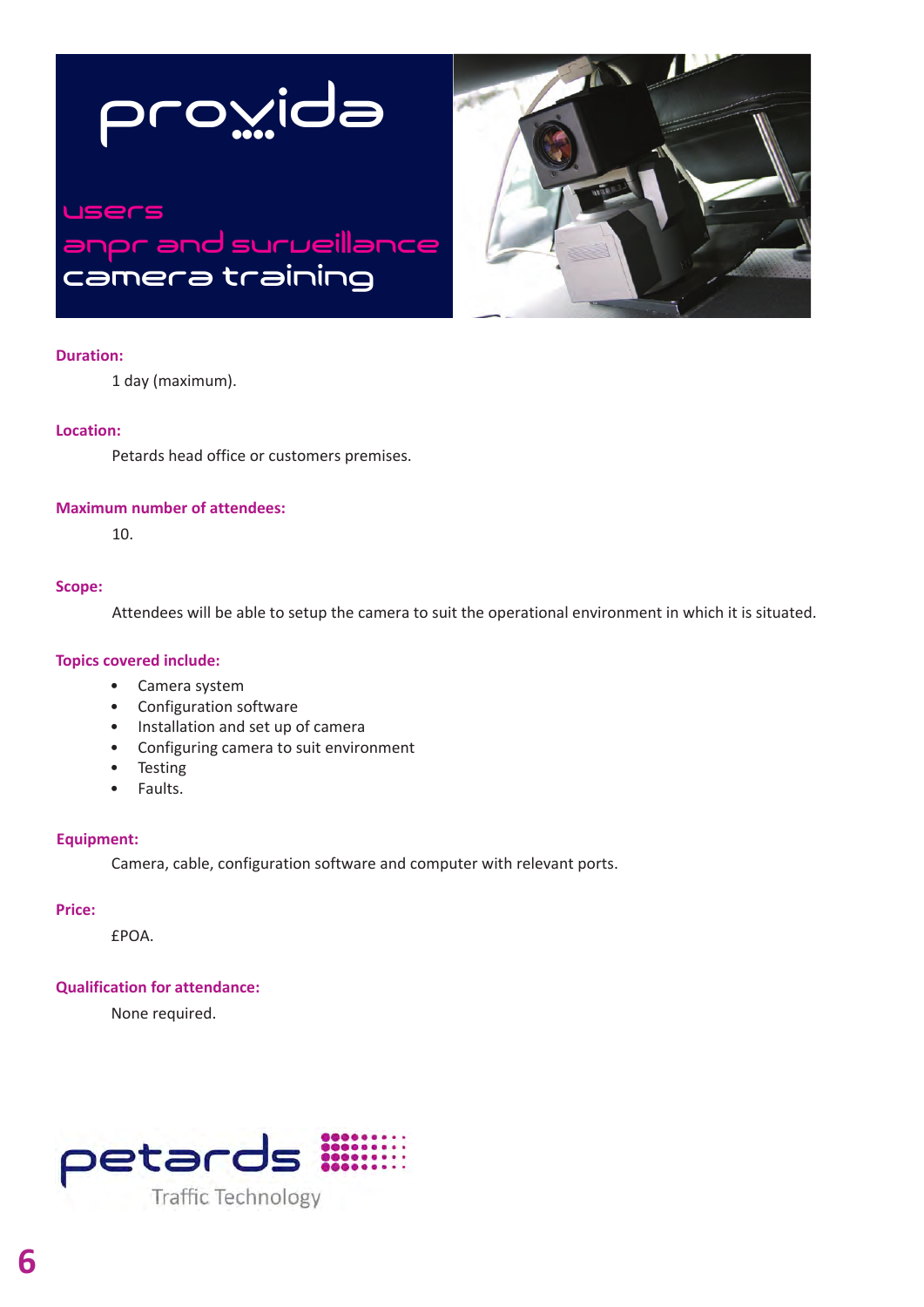# provida

## users
## anpr and surveillance
## camera training

**Duration:**

1 day (maximum).

**Location:**

Petards head office or customers premises.

**Maximum number of attendees:**

10.

**Scope:**

Attendees will be able to setup the camera to suit the operational environment in which it is situated.

**Topics covered include:**

- Camera system
- Configuration software
- Installation and set up of camera
- Configuring camera to suit environment
- Testing
- Faults.

**Equipment:**

Camera, cable, configuration software and computer with relevant ports.

**Price:**

£POA.

**Qualification for attendance:**

None required.

petards

Traffic Technology